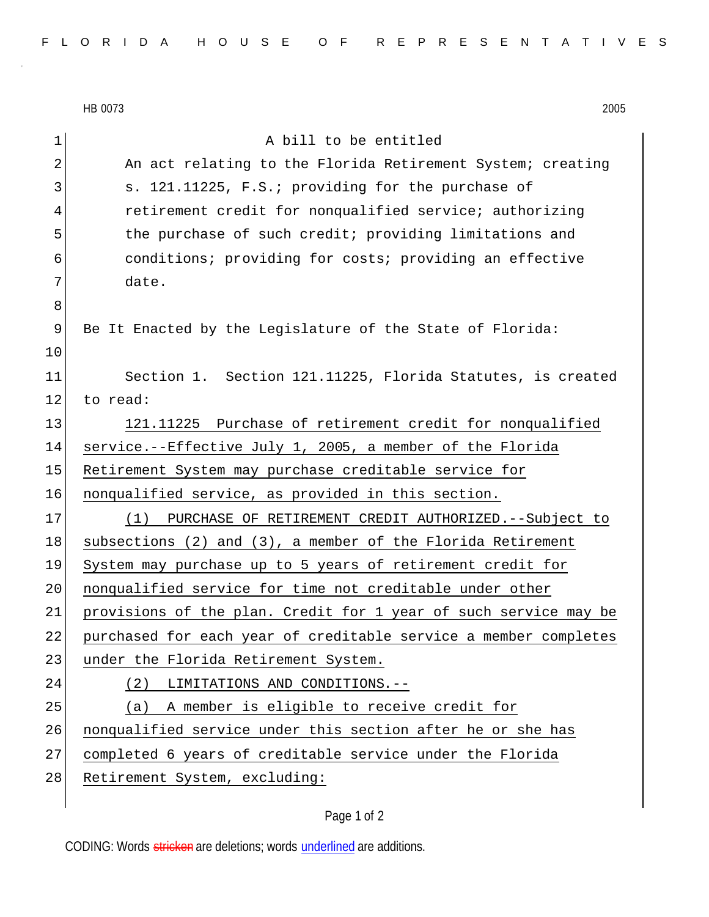HB 0073 2005

A bill to be entitled

An act relating to the Florida Retirement System; creating s. 121.11225, F.S.; providing for the purchase of retirement credit for nonqualified service; authorizing the purchase of such credit; providing limitations and conditions; providing for costs; providing an effective date.

Be It Enacted by the Legislature of the State of Florida:

Section 1. Section 121.11225, Florida Statutes, is created to read:

121.11225 Purchase of retirement credit for nonqualified service.--Effective July 1, 2005, a member of the Florida Retirement System may purchase creditable service for nonqualified service, as provided in this section.

(1) PURCHASE OF RETIREMENT CREDIT AUTHORIZED.--Subject to subsections (2) and (3), a member of the Florida Retirement System may purchase up to 5 years of retirement credit for nonqualified service for time not creditable under other provisions of the plan. Credit for 1 year of such service may be purchased for each year of creditable service a member completes under the Florida Retirement System.

(2) LIMITATIONS AND CONDITIONS.--

(a) A member is eligible to receive credit for nonqualified service under this section after he or she has completed 6 years of creditable service under the Florida Retirement System, excluding:

CODING: Words stricken are deletions; words underlined are additions.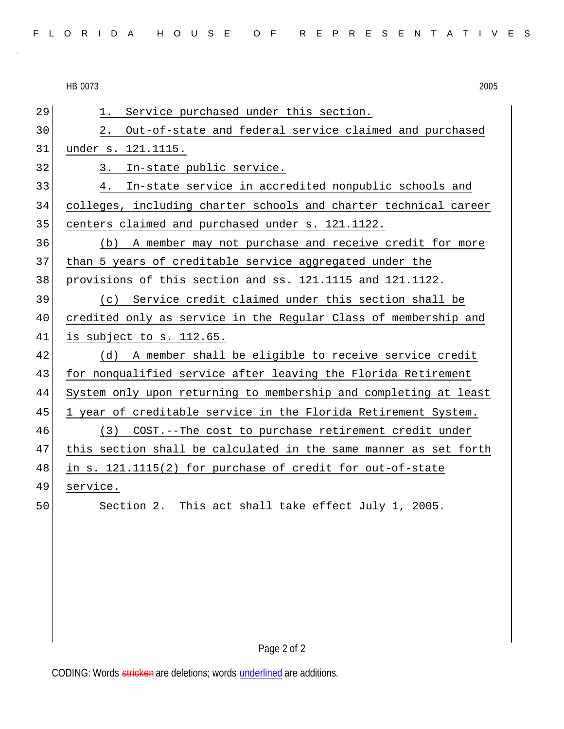1. Service purchased under this section.

2. Out-of-state and federal service claimed and purchased under s. 121.1115.

3. In-state public service.

4. In-state service in accredited nonpublic schools and colleges, including charter schools and charter technical career centers claimed and purchased under s. 121.1122.

(b) A member may not purchase and receive credit for more than 5 years of creditable service aggregated under the provisions of this section and ss. 121.1115 and 121.1122.

(c) Service credit claimed under this section shall be credited only as service in the Regular Class of membership and is subject to s. 112.65.

(d) A member shall be eligible to receive service credit for nonqualified service after leaving the Florida Retirement System only upon returning to membership and completing at least 1 year of creditable service in the Florida Retirement System.

(3) COST.--The cost to purchase retirement credit under this section shall be calculated in the same manner as set forth in s. 121.1115(2) for purchase of credit for out-of-state service.

Section 2. This act shall take effect July 1, 2005.